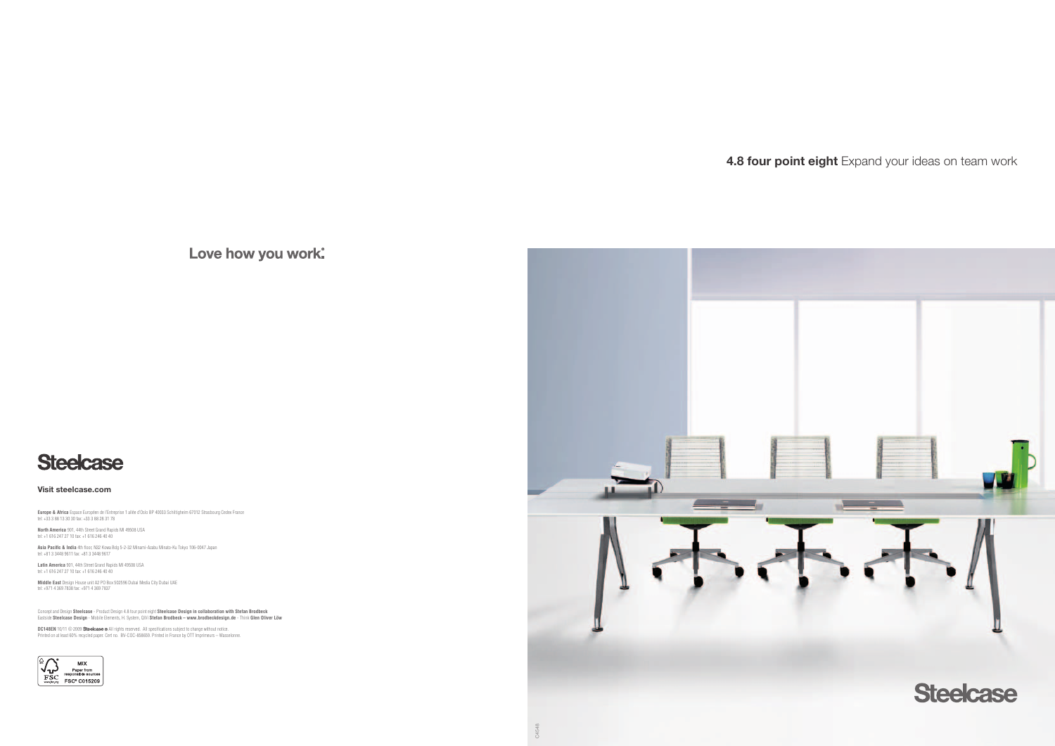**4.8 four point eight** Expand your ideas on team work

Love how you work.

Steelcase

**Visit steelcase.com**

**Europe & Africa** Espace Européen de l'Entreprise 1 allée d'Oslo BP 40033 Schiltigheim 67012 Strasbourg Cedex France
tel: +33 3 88 13 30 30 fax: +33 3 88 28 31 78

**North America** 901, 44th Street Grand Rapids MI 49508 USA
tel: +1 616 247 27 10 fax: +1 616 246 40 40

**Asia Pacific & India** 4th floor, N32 Kowa Bdg 5-2-32 Minami-Azabu Minato-Ku Tokyo 106-0047 Japan
tel: +81 3 3448 9611 fax: +81 3 3448 9617

**Latin America** 901, 44th Street Grand Rapids MI 49508 USA
tel: +1 616 247 27 10 fax: +1 616 246 40 40

**Middle East** Design House unit A2 PO Box 502596 Dubai Media City Dubai UAE
tel: +971 4 369 7838 fax: +971 4 369 7837

Concept and Design **Steelcase** - Product Design 4.8 four point eight **Steelcase Design in collaboration with Stefan Brodbeck**
Eastside **Steelcase Design** - Mobile Elements, H. System, DAV **Stefan Brodbeck – www.brodbeckdesign.de** - Think **Glen Oliver Löw**

**DC148EN** 10/11 © 2009 **Steelcase** All rights reserved. All specifications subject to change without notice.
Printed on at least 60% recycled paper. Cert no. BV-COC-858659. Printed in France by OTT Imprimeurs – Wasselonne.

FSC MIX Paper from responsible sources FSC® C015209

Steelcase

C4548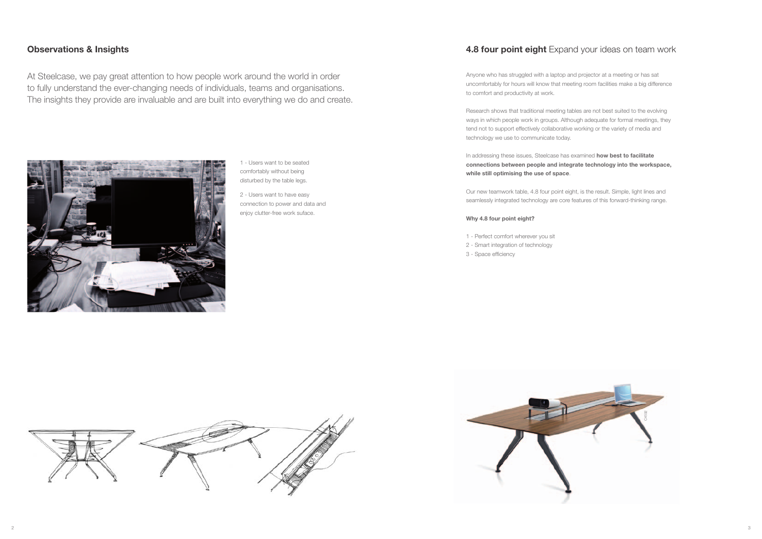## Observations & Insights

At Steelcase, we pay great attention to how people work around the world in order to fully understand the ever-changing needs of individuals, teams and organisations. The insights they provide are invaluable and are built into everything we do and create.

1 - Users want to be seated comfortably without being disturbed by the table legs.

2 - Users want to have easy connection to power and data and enjoy clutter-free work suface.

## **4.8 four point eight** Expand your ideas on team work

Anyone who has struggled with a laptop and projector at a meeting or has sat uncomfortably for hours will know that meeting room facilities make a big difference to comfort and productivity at work.

Research shows that traditional meeting tables are not best suited to the evolving ways in which people work in groups. Although adequate for formal meetings, they tend not to support effectively collaborative working or the variety of media and technology we use to communicate today.

In addressing these issues, Steelcase has examined **how best to facilitate connections between people and integrate technology into the workspace, while still optimising the use of space**.

Our new teamwork table, 4.8 four point eight, is the result. Simple, light lines and seamlessly integrated technology are core features of this forward-thinking range.

**Why 4.8 four point eight?**

1 - Perfect comfort wherever you sit
2 - Smart integration of technology
3 - Space efficiency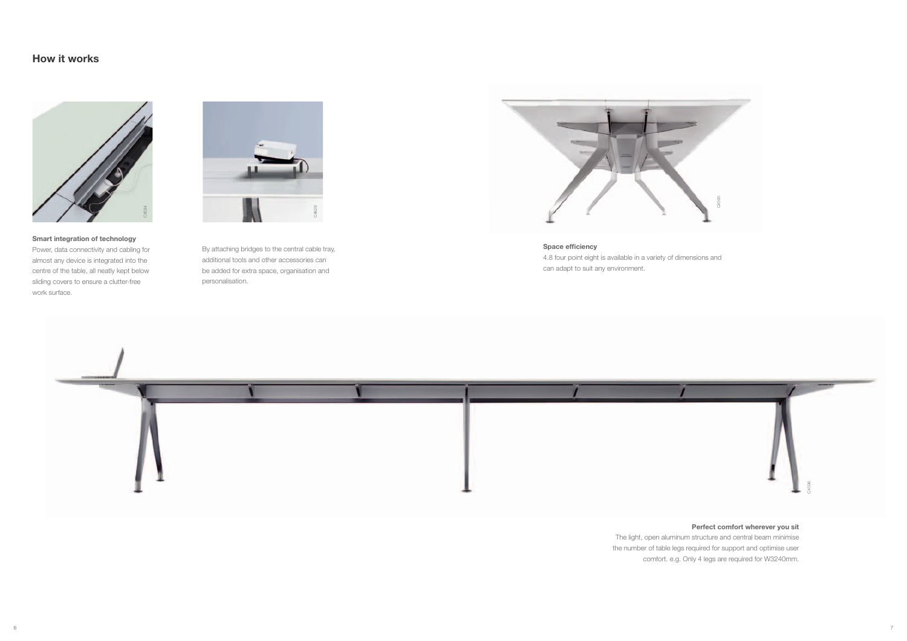## How it works

**Smart integration of technology**
Power, data connectivity and cabling for almost any device is integrated into the centre of the table, all neatly kept below sliding covers to ensure a clutter-free work surface.

By attaching bridges to the central cable tray, additional tools and other accessories can be added for extra space, organisation and personalisation.

**Space efficiency**
4.8 four point eight is available in a variety of dimensions and can adapt to suit any environment.

**Perfect comfort wherever you sit**
The light, open aluminum structure and central beam minimise the number of table legs required for support and optimise user comfort. e.g. Only 4 legs are required for W3240mm.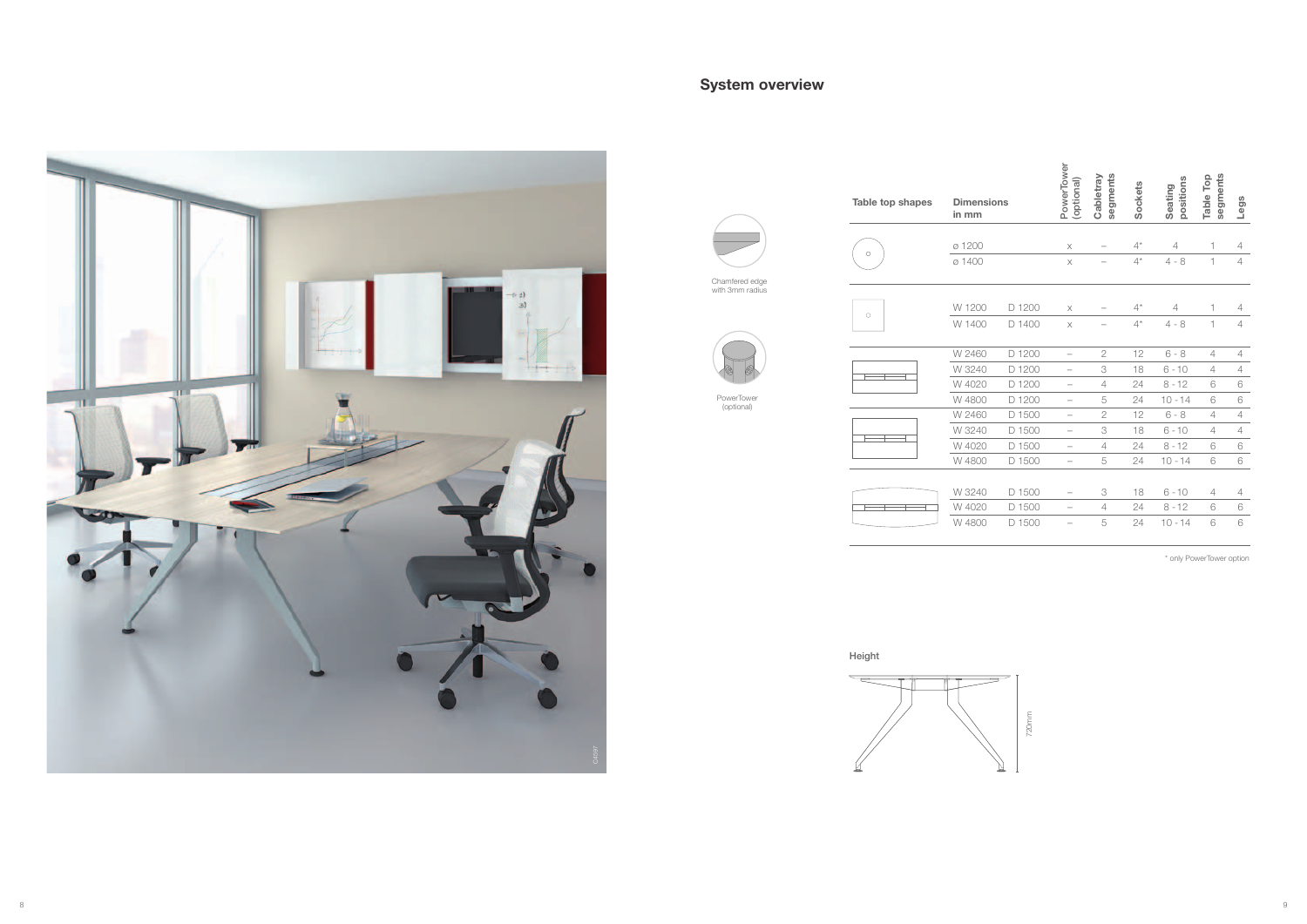## System overview

Chamfered edge with 3mm radius

PowerTower (optional)

| Table top shapes | Dimensions in mm | | PowerTower (optional) | Cabletray segments | Sockets | Seating positions | Table Top segments | Legs |
|---|---|---|---|---|---|---|---|---|
| Round | ø 1200 | | x | – | 4* | 4 | 1 | 4 |
| | ø 1400 | | x | – | 4* | 4 - 8 | 1 | 4 |
| Square | W 1200 | D 1200 | x | – | 4* | 4 | 1 | 4 |
| | W 1400 | D 1400 | x | – | 4* | 4 - 8 | 1 | 4 |
| Rectangular | W 2460 | D 1200 | – | 2 | 12 | 6 - 8 | 4 | 4 |
| | W 3240 | D 1200 | – | 3 | 18 | 6 - 10 | 4 | 4 |
| | W 4020 | D 1200 | – | 4 | 24 | 8 - 12 | 6 | 6 |
| | W 4800 | D 1200 | – | 5 | 24 | 10 - 14 | 6 | 6 |
| Rectangular | W 2460 | D 1500 | – | 2 | 12 | 6 - 8 | 4 | 4 |
| | W 3240 | D 1500 | – | 3 | 18 | 6 - 10 | 4 | 4 |
| | W 4020 | D 1500 | – | 4 | 24 | 8 - 12 | 6 | 6 |
| | W 4800 | D 1500 | – | 5 | 24 | 10 - 14 | 6 | 6 |
| Barrel | W 3240 | D 1500 | – | 3 | 18 | 6 - 10 | 4 | 4 |
| | W 4020 | D 1500 | – | 4 | 24 | 8 - 12 | 6 | 6 |
| | W 4800 | D 1500 | – | 5 | 24 | 10 - 14 | 6 | 6 |

\* only PowerTower option

### Height

720mm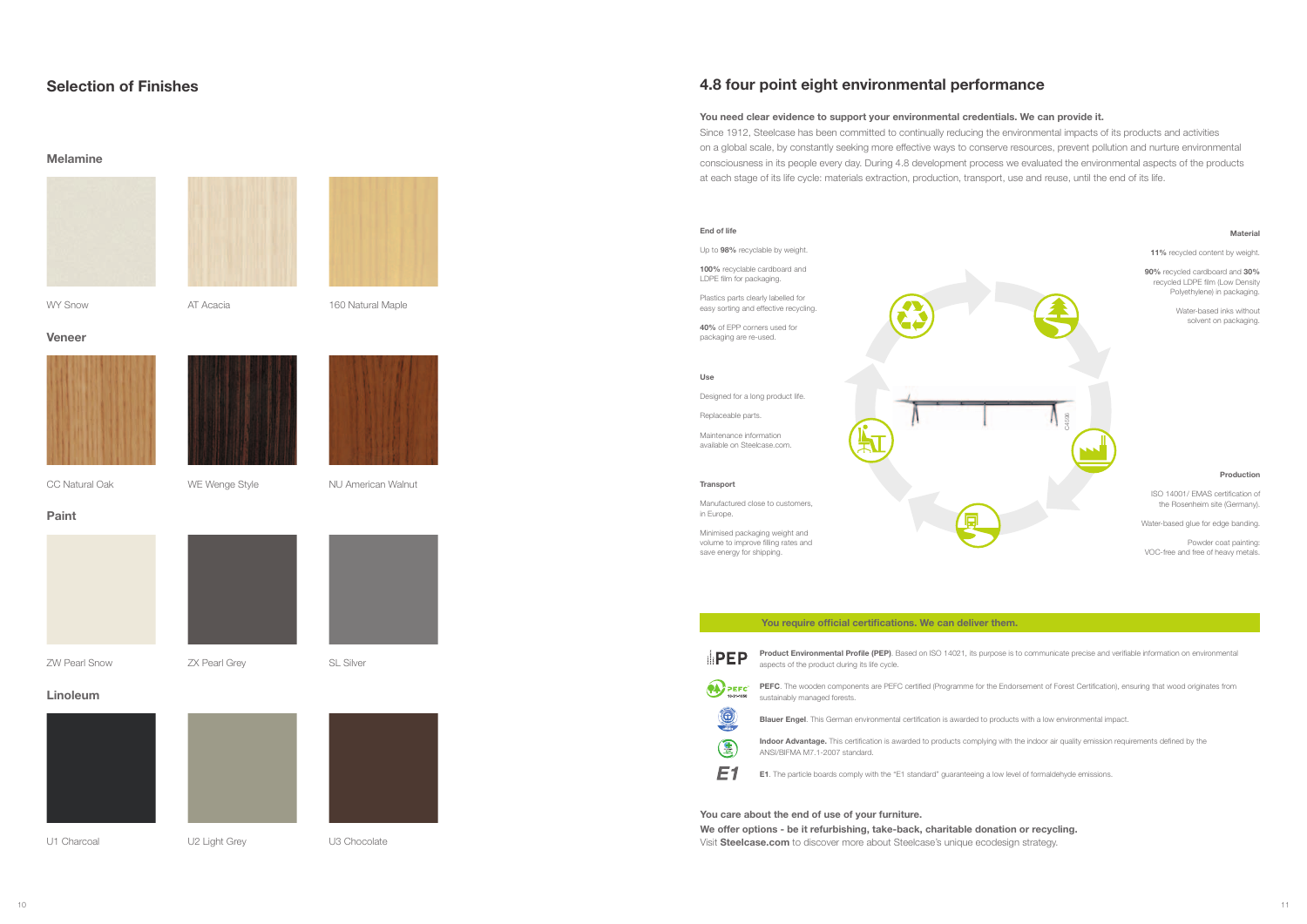## Selection of Finishes

### Melamine

WY Snow

AT Acacia

160 Natural Maple

### Veneer

CC Natural Oak

WE Wenge Style

NU American Walnut

### Paint

ZW Pearl Snow

ZX Pearl Grey

SL Silver

### Linoleum

U1 Charcoal

U2 Light Grey

U3 Chocolate

## 4.8 four point eight environmental performance

**You need clear evidence to support your environmental credentials. We can provide it.**
Since 1912, Steelcase has been committed to continually reducing the environmental impacts of its products and activities on a global scale, by constantly seeking more effective ways to conserve resources, prevent pollution and nurture environmental consciousness in its people every day. During 4.8 development process we evaluated the environmental aspects of the products at each stage of its life cycle: materials extraction, production, transport, use and reuse, until the end of its life.

**End of life**

Up to **98%** recyclable by weight.

**100%** recyclable cardboard and LDPE film for packaging.

Plastics parts clearly labelled for easy sorting and effective recycling.

**40%** of EPP corners used for packaging are re-used.

**Use**

Designed for a long product life.

Replaceable parts.

Maintenance information available on Steelcase.com.

**Transport**

Manufactured close to customers, in Europe.

Minimised packaging weight and volume to improve filling rates and save energy for shipping.

**Material**

**11%** recycled content by weight.

**90%** recycled cardboard and **30%** recycled LDPE film (Low Density Polyethylene) in packaging.

Water-based inks without solvent on packaging.

**Production**

ISO 14001/ EMAS certification of the Rosenheim site (Germany).

Water-based glue for edge banding.

Powder coat painting: VOC-free and free of heavy metals.

**You require official certifications. We can deliver them.**

**Product Environmental Profile (PEP)**. Based on ISO 14021, its purpose is to communicate precise and verifiable information on environmental aspects of the product during its life cycle.

**PEFC**. The wooden components are PEFC certified (Programme for the Endorsement of Forest Certification), ensuring that wood originates from sustainably managed forests.

**Blauer Engel**. This German environmental certification is awarded to products with a low environmental impact.

**Indoor Advantage.** This certification is awarded to products complying with the indoor air quality emission requirements defined by the ANSI/BIFMA M7.1-2007 standard.

**E1**. The particle boards comply with the "E1 standard" guaranteeing a low level of formaldehyde emissions.

**You care about the end of use of your furniture.**
**We offer options - be it refurbishing, take-back, charitable donation or recycling.**
Visit **Steelcase.com** to discover more about Steelcase's unique ecodesign strategy.